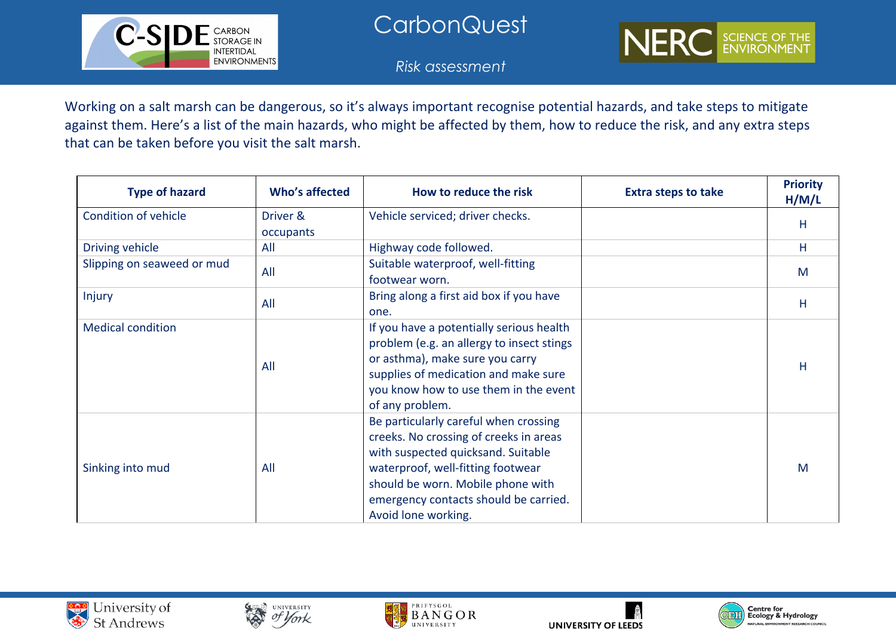# CarbonQuest

*Risk assessment*

Working on a salt marsh can be dangerous, so it's always important recognise potential hazards, and take steps to mitigate against them. Here's a list of the main hazards, who might be affected by them, how to reduce the risk, and any extra steps that can be taken before you visit the salt marsh.

| Type of hazard | Who's affected | How to reduce the risk | Extra steps to take | Priority H/M/L |
|---|---|---|---|---|
| Condition of vehicle | Driver & occupants | Vehicle serviced; driver checks. | | H |
| Driving vehicle | All | Highway code followed. | | H |
| Slipping on seaweed or mud | All | Suitable waterproof, well-fitting footwear worn. | | M |
| Injury | All | Bring along a first aid box if you have one. | | H |
| Medical condition | All | If you have a potentially serious health problem (e.g. an allergy to insect stings or asthma), make sure you carry supplies of medication and make sure you know how to use them in the event of any problem. | | H |
| Sinking into mud | All | Be particularly careful when crossing creeks. No crossing of creeks in areas with suspected quicksand. Suitable waterproof, well-fitting footwear should be worn. Mobile phone with emergency contacts should be carried. Avoid lone working. | | M |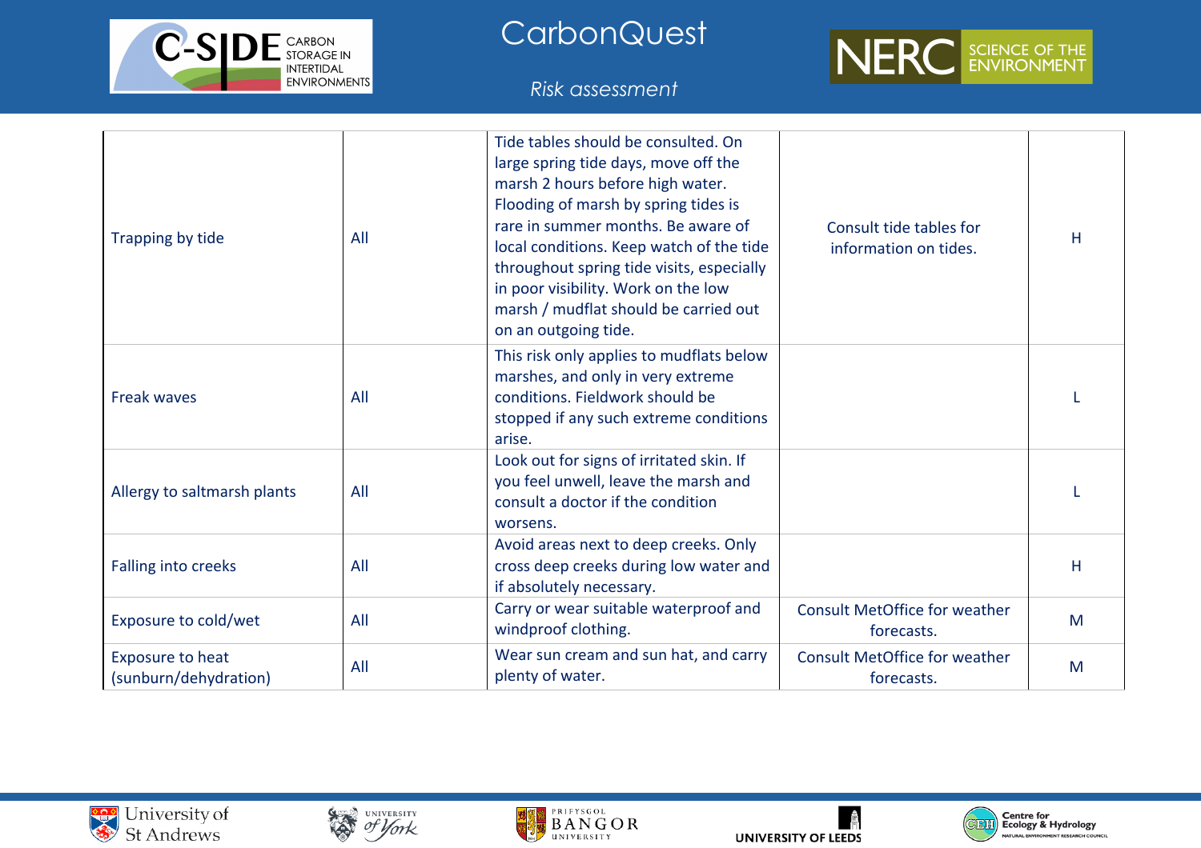| Trapping by tide | All | Tide tables should be consulted. On large spring tide days, move off the marsh 2 hours before high water. Flooding of marsh by spring tides is rare in summer months. Be aware of local conditions. Keep watch of the tide throughout spring tide visits, especially in poor visibility. Work on the low marsh / mudflat should be carried out on an outgoing tide. | Consult tide tables for information on tides. | H |
|---|---|---|---|---|
| Freak waves | All | This risk only applies to mudflats below marshes, and only in very extreme conditions. Fieldwork should be stopped if any such extreme conditions arise. | | L |
| Allergy to saltmarsh plants | All | Look out for signs of irritated skin. If you feel unwell, leave the marsh and consult a doctor if the condition worsens. | | L |
| Falling into creeks | All | Avoid areas next to deep creeks. Only cross deep creeks during low water and if absolutely necessary. | | H |
| Exposure to cold/wet | All | Carry or wear suitable waterproof and windproof clothing. | Consult MetOffice for weather forecasts. | M |
| Exposure to heat (sunburn/dehydration) | All | Wear sun cream and sun hat, and carry plenty of water. | Consult MetOffice for weather forecasts. | M |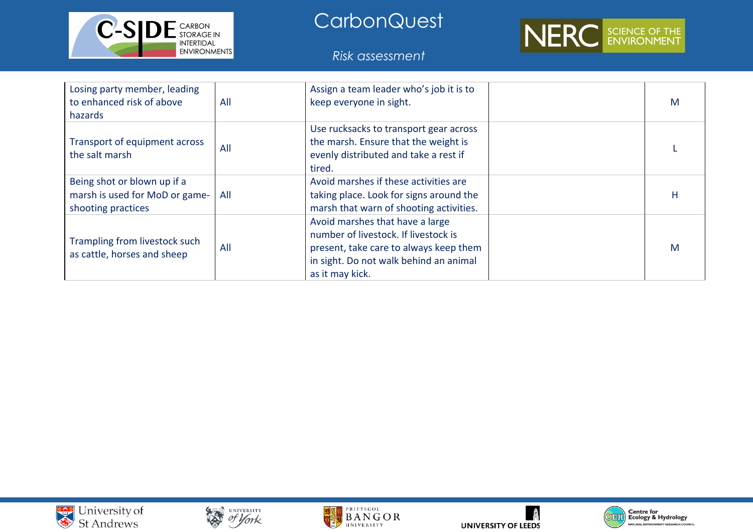| | | | | |
|---|---|---|---|---|
| Losing party member, leading to enhanced risk of above hazards | All | Assign a team leader who's job it is to keep everyone in sight. | | M |
| Transport of equipment across the salt marsh | All | Use rucksacks to transport gear across the marsh. Ensure that the weight is evenly distributed and take a rest if tired. | | L |
| Being shot or blown up if a marsh is used for MoD or game-shooting practices | All | Avoid marshes if these activities are taking place. Look for signs around the marsh that warn of shooting activities. | | H |
| Trampling from livestock such as cattle, horses and sheep | All | Avoid marshes that have a large number of livestock. If livestock is present, take care to always keep them in sight. Do not walk behind an animal as it may kick. | | M |